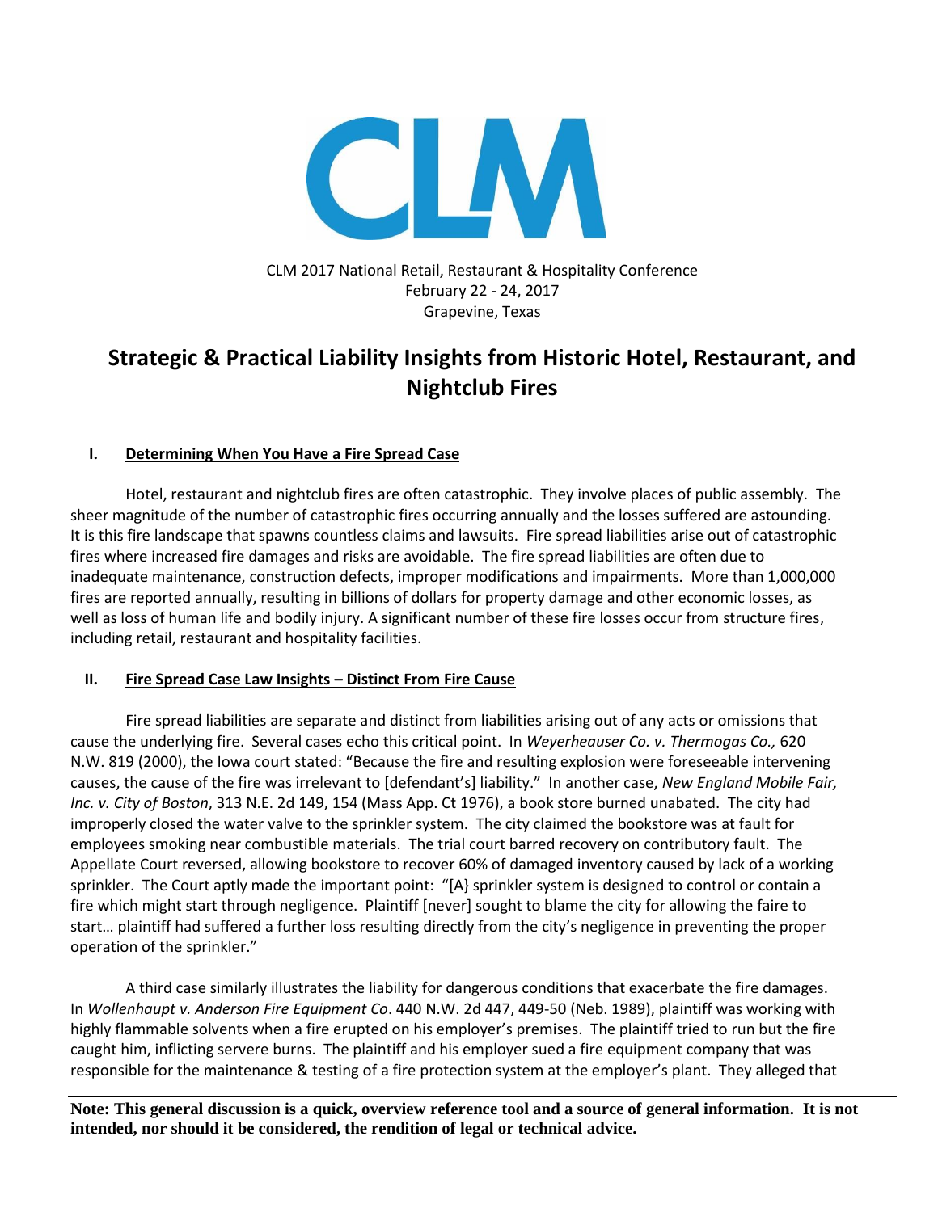CLM

CLM 2017 National Retail, Restaurant & Hospitality Conference
February 22 - 24, 2017
Grapevine, Texas

# Strategic & Practical Liability Insights from Historic Hotel, Restaurant, and Nightclub Fires

## I. Determining When You Have a Fire Spread Case

Hotel, restaurant and nightclub fires are often catastrophic. They involve places of public assembly. The sheer magnitude of the number of catastrophic fires occurring annually and the losses suffered are astounding. It is this fire landscape that spawns countless claims and lawsuits. Fire spread liabilities arise out of catastrophic fires where increased fire damages and risks are avoidable. The fire spread liabilities are often due to inadequate maintenance, construction defects, improper modifications and impairments. More than 1,000,000 fires are reported annually, resulting in billions of dollars for property damage and other economic losses, as well as loss of human life and bodily injury. A significant number of these fire losses occur from structure fires, including retail, restaurant and hospitality facilities.

## II. Fire Spread Case Law Insights – Distinct From Fire Cause

Fire spread liabilities are separate and distinct from liabilities arising out of any acts or omissions that cause the underlying fire. Several cases echo this critical point. In *Weyerheauser Co. v. Thermogas Co.,* 620 N.W. 819 (2000), the Iowa court stated: "Because the fire and resulting explosion were foreseeable intervening causes, the cause of the fire was irrelevant to [defendant's] liability." In another case, *New England Mobile Fair, Inc. v. City of Boston*, 313 N.E. 2d 149, 154 (Mass App. Ct 1976), a book store burned unabated. The city had improperly closed the water valve to the sprinkler system. The city claimed the bookstore was at fault for employees smoking near combustible materials. The trial court barred recovery on contributory fault. The Appellate Court reversed, allowing bookstore to recover 60% of damaged inventory caused by lack of a working sprinkler. The Court aptly made the important point: "[A} sprinkler system is designed to control or contain a fire which might start through negligence. Plaintiff [never] sought to blame the city for allowing the faire to start… plaintiff had suffered a further loss resulting directly from the city's negligence in preventing the proper operation of the sprinkler."

A third case similarly illustrates the liability for dangerous conditions that exacerbate the fire damages. In *Wollenhaupt v. Anderson Fire Equipment Co*. 440 N.W. 2d 447, 449-50 (Neb. 1989), plaintiff was working with highly flammable solvents when a fire erupted on his employer's premises. The plaintiff tried to run but the fire caught him, inflicting servere burns. The plaintiff and his employer sued a fire equipment company that was responsible for the maintenance & testing of a fire protection system at the employer's plant. They alleged that

**Note: This general discussion is a quick, overview reference tool and a source of general information. It is not intended, nor should it be considered, the rendition of legal or technical advice.**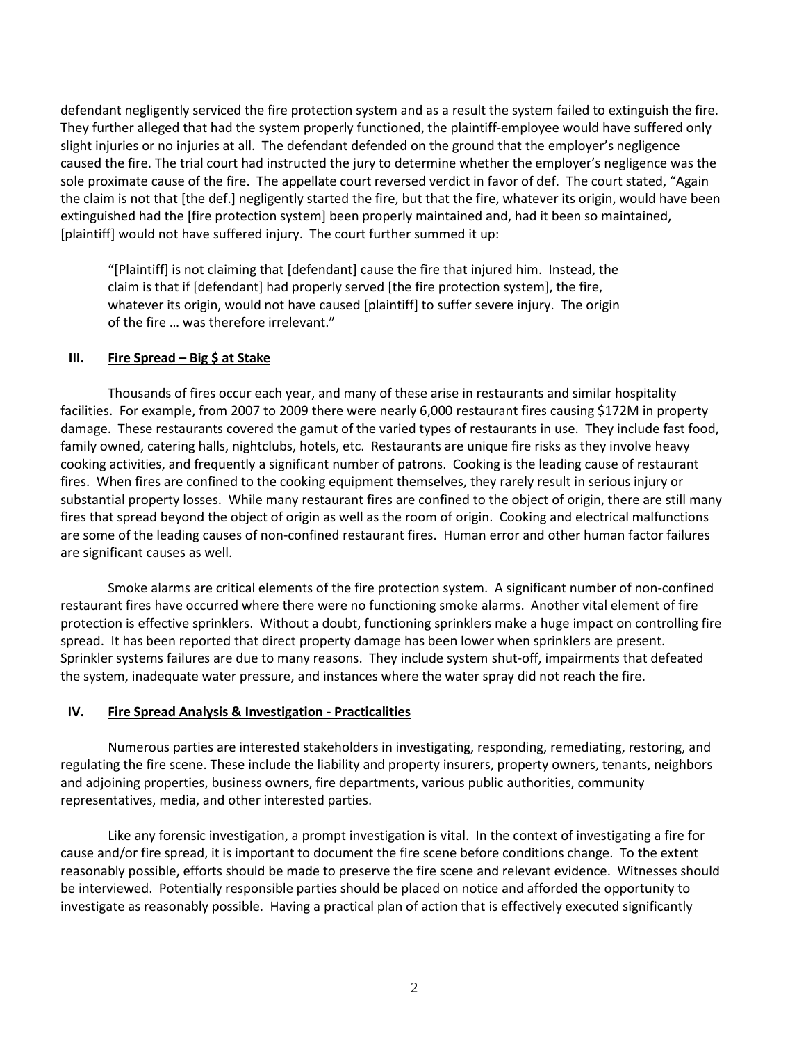defendant negligently serviced the fire protection system and as a result the system failed to extinguish the fire. They further alleged that had the system properly functioned, the plaintiff-employee would have suffered only slight injuries or no injuries at all. The defendant defended on the ground that the employer's negligence caused the fire. The trial court had instructed the jury to determine whether the employer's negligence was the sole proximate cause of the fire. The appellate court reversed verdict in favor of def. The court stated, "Again the claim is not that [the def.] negligently started the fire, but that the fire, whatever its origin, would have been extinguished had the [fire protection system] been properly maintained and, had it been so maintained, [plaintiff] would not have suffered injury. The court further summed it up:

> "[Plaintiff] is not claiming that [defendant] cause the fire that injured him. Instead, the claim is that if [defendant] had properly served [the fire protection system], the fire, whatever its origin, would not have caused [plaintiff] to suffer severe injury. The origin of the fire … was therefore irrelevant."

## III. Fire Spread – Big $ at Stake

Thousands of fires occur each year, and many of these arise in restaurants and similar hospitality facilities. For example, from 2007 to 2009 there were nearly 6,000 restaurant fires causing $172M in property damage. These restaurants covered the gamut of the varied types of restaurants in use. They include fast food, family owned, catering halls, nightclubs, hotels, etc. Restaurants are unique fire risks as they involve heavy cooking activities, and frequently a significant number of patrons. Cooking is the leading cause of restaurant fires. When fires are confined to the cooking equipment themselves, they rarely result in serious injury or substantial property losses. While many restaurant fires are confined to the object of origin, there are still many fires that spread beyond the object of origin as well as the room of origin. Cooking and electrical malfunctions are some of the leading causes of non-confined restaurant fires. Human error and other human factor failures are significant causes as well.

Smoke alarms are critical elements of the fire protection system. A significant number of non-confined restaurant fires have occurred where there were no functioning smoke alarms. Another vital element of fire protection is effective sprinklers. Without a doubt, functioning sprinklers make a huge impact on controlling fire spread. It has been reported that direct property damage has been lower when sprinklers are present. Sprinkler systems failures are due to many reasons. They include system shut-off, impairments that defeated the system, inadequate water pressure, and instances where the water spray did not reach the fire.

## IV. Fire Spread Analysis & Investigation - Practicalities

Numerous parties are interested stakeholders in investigating, responding, remediating, restoring, and regulating the fire scene. These include the liability and property insurers, property owners, tenants, neighbors and adjoining properties, business owners, fire departments, various public authorities, community representatives, media, and other interested parties.

Like any forensic investigation, a prompt investigation is vital. In the context of investigating a fire for cause and/or fire spread, it is important to document the fire scene before conditions change. To the extent reasonably possible, efforts should be made to preserve the fire scene and relevant evidence. Witnesses should be interviewed. Potentially responsible parties should be placed on notice and afforded the opportunity to investigate as reasonably possible. Having a practical plan of action that is effectively executed significantly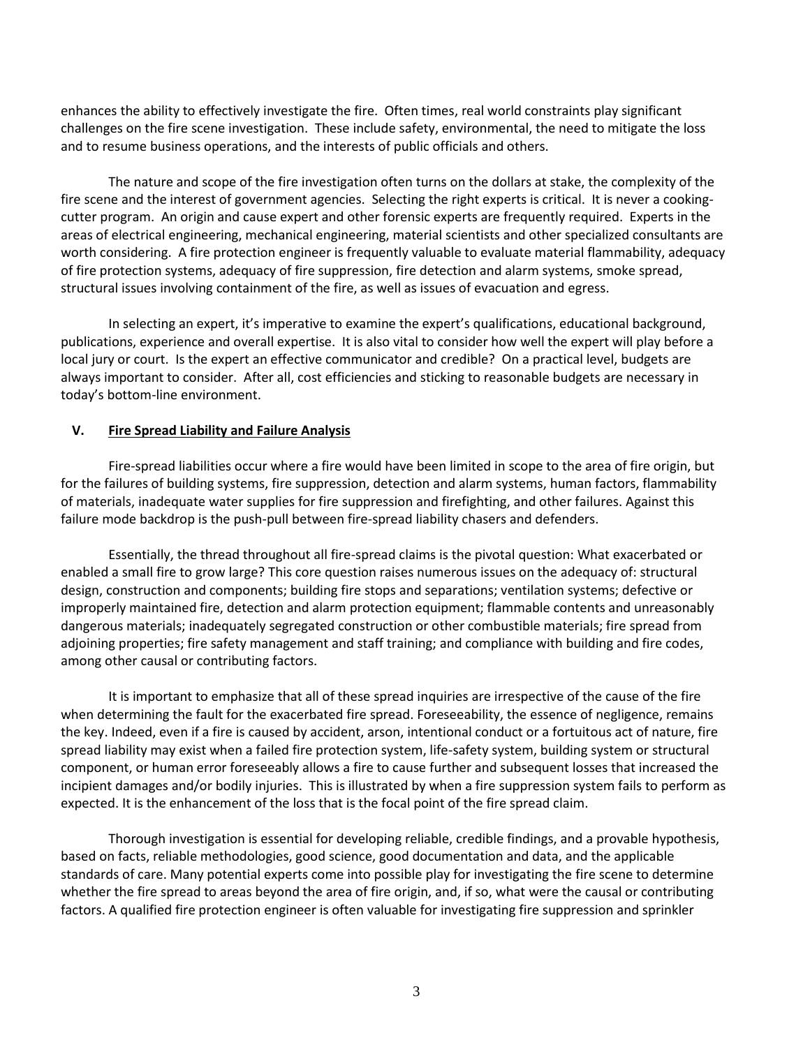enhances the ability to effectively investigate the fire. Often times, real world constraints play significant challenges on the fire scene investigation. These include safety, environmental, the need to mitigate the loss and to resume business operations, and the interests of public officials and others.

The nature and scope of the fire investigation often turns on the dollars at stake, the complexity of the fire scene and the interest of government agencies. Selecting the right experts is critical. It is never a cooking-cutter program. An origin and cause expert and other forensic experts are frequently required. Experts in the areas of electrical engineering, mechanical engineering, material scientists and other specialized consultants are worth considering. A fire protection engineer is frequently valuable to evaluate material flammability, adequacy of fire protection systems, adequacy of fire suppression, fire detection and alarm systems, smoke spread, structural issues involving containment of the fire, as well as issues of evacuation and egress.

In selecting an expert, it's imperative to examine the expert's qualifications, educational background, publications, experience and overall expertise. It is also vital to consider how well the expert will play before a local jury or court. Is the expert an effective communicator and credible? On a practical level, budgets are always important to consider. After all, cost efficiencies and sticking to reasonable budgets are necessary in today's bottom-line environment.

## V. Fire Spread Liability and Failure Analysis

Fire-spread liabilities occur where a fire would have been limited in scope to the area of fire origin, but for the failures of building systems, fire suppression, detection and alarm systems, human factors, flammability of materials, inadequate water supplies for fire suppression and firefighting, and other failures. Against this failure mode backdrop is the push-pull between fire-spread liability chasers and defenders.

Essentially, the thread throughout all fire-spread claims is the pivotal question: What exacerbated or enabled a small fire to grow large? This core question raises numerous issues on the adequacy of: structural design, construction and components; building fire stops and separations; ventilation systems; defective or improperly maintained fire, detection and alarm protection equipment; flammable contents and unreasonably dangerous materials; inadequately segregated construction or other combustible materials; fire spread from adjoining properties; fire safety management and staff training; and compliance with building and fire codes, among other causal or contributing factors.

It is important to emphasize that all of these spread inquiries are irrespective of the cause of the fire when determining the fault for the exacerbated fire spread. Foreseeability, the essence of negligence, remains the key. Indeed, even if a fire is caused by accident, arson, intentional conduct or a fortuitous act of nature, fire spread liability may exist when a failed fire protection system, life-safety system, building system or structural component, or human error foreseeably allows a fire to cause further and subsequent losses that increased the incipient damages and/or bodily injuries. This is illustrated by when a fire suppression system fails to perform as expected. It is the enhancement of the loss that is the focal point of the fire spread claim.

Thorough investigation is essential for developing reliable, credible findings, and a provable hypothesis, based on facts, reliable methodologies, good science, good documentation and data, and the applicable standards of care. Many potential experts come into possible play for investigating the fire scene to determine whether the fire spread to areas beyond the area of fire origin, and, if so, what were the causal or contributing factors. A qualified fire protection engineer is often valuable for investigating fire suppression and sprinkler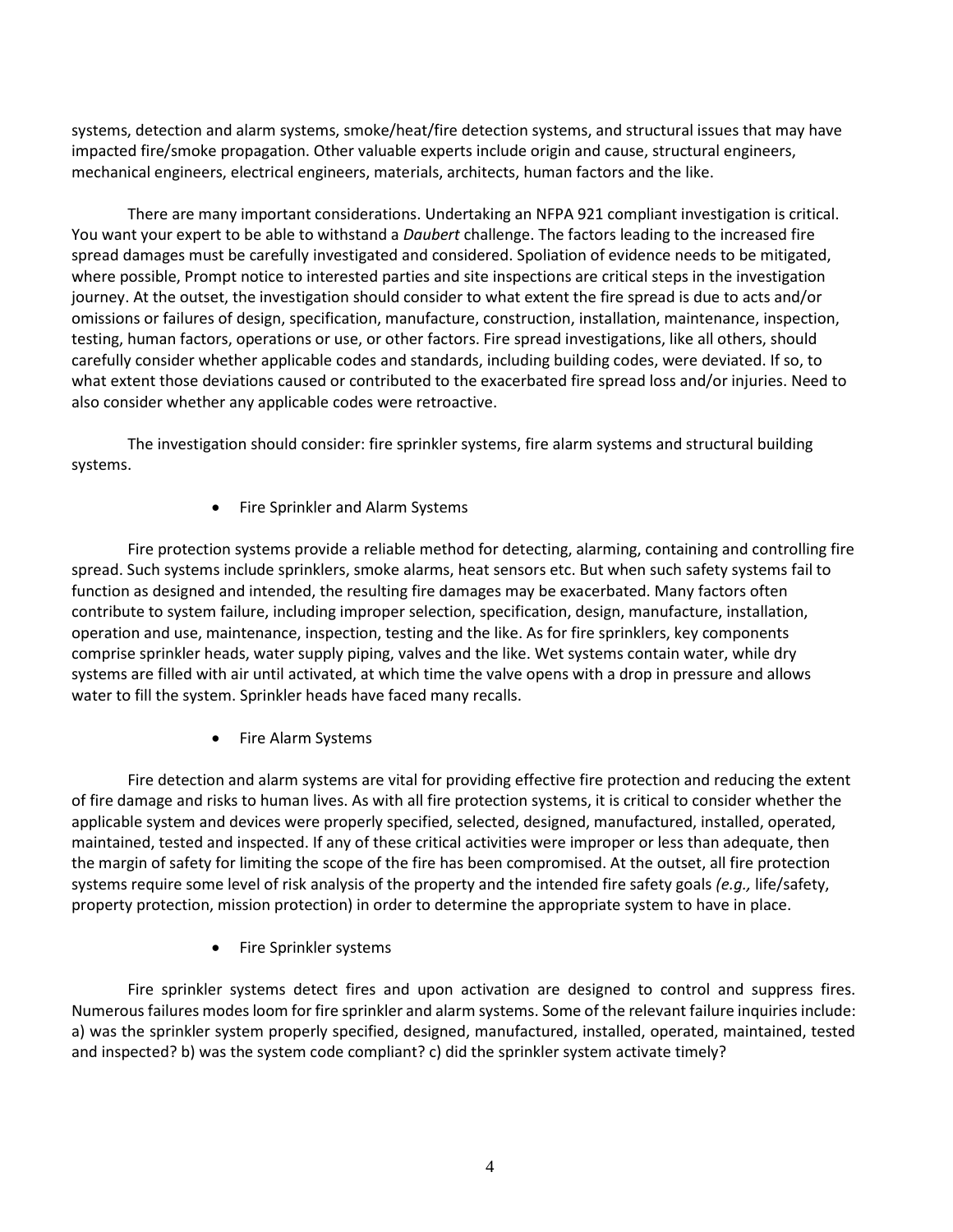systems, detection and alarm systems, smoke/heat/fire detection systems, and structural issues that may have impacted fire/smoke propagation. Other valuable experts include origin and cause, structural engineers, mechanical engineers, electrical engineers, materials, architects, human factors and the like.

There are many important considerations. Undertaking an NFPA 921 compliant investigation is critical. You want your expert to be able to withstand a *Daubert* challenge. The factors leading to the increased fire spread damages must be carefully investigated and considered. Spoliation of evidence needs to be mitigated, where possible, Prompt notice to interested parties and site inspections are critical steps in the investigation journey. At the outset, the investigation should consider to what extent the fire spread is due to acts and/or omissions or failures of design, specification, manufacture, construction, installation, maintenance, inspection, testing, human factors, operations or use, or other factors. Fire spread investigations, like all others, should carefully consider whether applicable codes and standards, including building codes, were deviated. If so, to what extent those deviations caused or contributed to the exacerbated fire spread loss and/or injuries. Need to also consider whether any applicable codes were retroactive.

The investigation should consider: fire sprinkler systems, fire alarm systems and structural building systems.

- Fire Sprinkler and Alarm Systems

Fire protection systems provide a reliable method for detecting, alarming, containing and controlling fire spread. Such systems include sprinklers, smoke alarms, heat sensors etc. But when such safety systems fail to function as designed and intended, the resulting fire damages may be exacerbated. Many factors often contribute to system failure, including improper selection, specification, design, manufacture, installation, operation and use, maintenance, inspection, testing and the like. As for fire sprinklers, key components comprise sprinkler heads, water supply piping, valves and the like. Wet systems contain water, while dry systems are filled with air until activated, at which time the valve opens with a drop in pressure and allows water to fill the system. Sprinkler heads have faced many recalls.

- Fire Alarm Systems

Fire detection and alarm systems are vital for providing effective fire protection and reducing the extent of fire damage and risks to human lives. As with all fire protection systems, it is critical to consider whether the applicable system and devices were properly specified, selected, designed, manufactured, installed, operated, maintained, tested and inspected. If any of these critical activities were improper or less than adequate, then the margin of safety for limiting the scope of the fire has been compromised. At the outset, all fire protection systems require some level of risk analysis of the property and the intended fire safety goals *(e.g.,* life/safety, property protection, mission protection) in order to determine the appropriate system to have in place.

- Fire Sprinkler systems

Fire sprinkler systems detect fires and upon activation are designed to control and suppress fires. Numerous failures modes loom for fire sprinkler and alarm systems. Some of the relevant failure inquiries include: a) was the sprinkler system properly specified, designed, manufactured, installed, operated, maintained, tested and inspected? b) was the system code compliant? c) did the sprinkler system activate timely?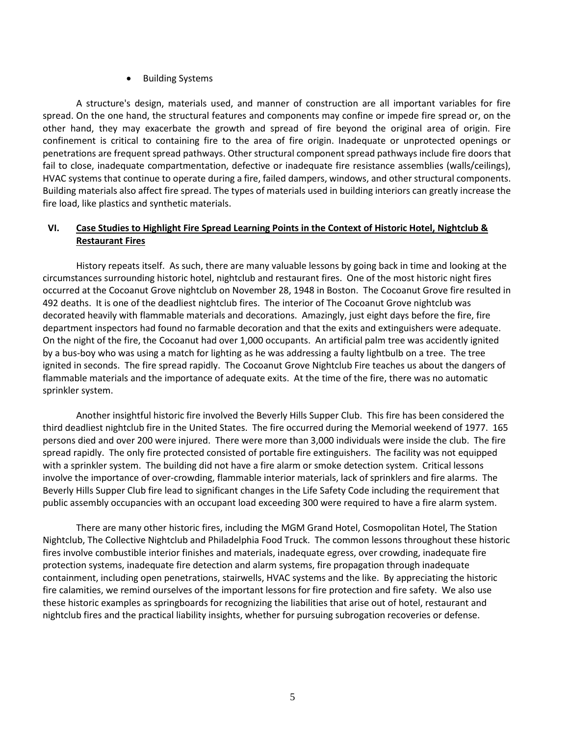- Building Systems

A structure's design, materials used, and manner of construction are all important variables for fire spread. On the one hand, the structural features and components may confine or impede fire spread or, on the other hand, they may exacerbate the growth and spread of fire beyond the original area of origin. Fire confinement is critical to containing fire to the area of fire origin. Inadequate or unprotected openings or penetrations are frequent spread pathways. Other structural component spread pathways include fire doors that fail to close, inadequate compartmentation, defective or inadequate fire resistance assemblies (walls/ceilings), HVAC systems that continue to operate during a fire, failed dampers, windows, and other structural components. Building materials also affect fire spread. The types of materials used in building interiors can greatly increase the fire load, like plastics and synthetic materials.

## VI. <u>Case Studies to Highlight Fire Spread Learning Points in the Context of Historic Hotel, Nightclub & Restaurant Fires</u>

History repeats itself. As such, there are many valuable lessons by going back in time and looking at the circumstances surrounding historic hotel, nightclub and restaurant fires. One of the most historic night fires occurred at the Cocoanut Grove nightclub on November 28, 1948 in Boston. The Cocoanut Grove fire resulted in 492 deaths. It is one of the deadliest nightclub fires. The interior of The Cocoanut Grove nightclub was decorated heavily with flammable materials and decorations. Amazingly, just eight days before the fire, fire department inspectors had found no farmable decoration and that the exits and extinguishers were adequate. On the night of the fire, the Cocoanut had over 1,000 occupants. An artificial palm tree was accidently ignited by a bus-boy who was using a match for lighting as he was addressing a faulty lightbulb on a tree. The tree ignited in seconds. The fire spread rapidly. The Cocoanut Grove Nightclub Fire teaches us about the dangers of flammable materials and the importance of adequate exits. At the time of the fire, there was no automatic sprinkler system.

Another insightful historic fire involved the Beverly Hills Supper Club. This fire has been considered the third deadliest nightclub fire in the United States. The fire occurred during the Memorial weekend of 1977. 165 persons died and over 200 were injured. There were more than 3,000 individuals inside the club. The fire spread rapidly. The only fire protected consisted of portable fire extinguishers. The facility was not equipped with a sprinkler system. The building did not have a fire alarm or smoke detection system. Critical lessons involve the importance of over-crowding, flammable interior materials, lack of sprinklers and fire alarms. The Beverly Hills Supper Club fire lead to significant changes in the Life Safety Code including the requirement that public assembly occupancies with an occupant load exceeding 300 were required to have a fire alarm system.

There are many other historic fires, including the MGM Grand Hotel, Cosmopolitan Hotel, The Station Nightclub, The Collective Nightclub and Philadelphia Food Truck. The common lessons throughout these historic fires involve combustible interior finishes and materials, inadequate egress, over crowding, inadequate fire protection systems, inadequate fire detection and alarm systems, fire propagation through inadequate containment, including open penetrations, stairwells, HVAC systems and the like. By appreciating the historic fire calamities, we remind ourselves of the important lessons for fire protection and fire safety. We also use these historic examples as springboards for recognizing the liabilities that arise out of hotel, restaurant and nightclub fires and the practical liability insights, whether for pursuing subrogation recoveries or defense.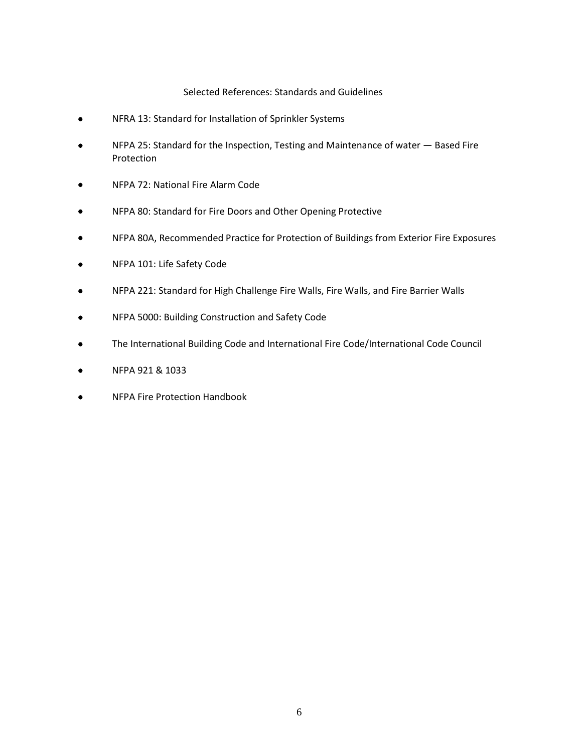## Selected References: Standards and Guidelines

- NFRA 13: Standard for Installation of Sprinkler Systems
- NFPA 25: Standard for the Inspection, Testing and Maintenance of water — Based Fire Protection
- NFPA 72: National Fire Alarm Code
- NFPA 80: Standard for Fire Doors and Other Opening Protective
- NFPA 80A, Recommended Practice for Protection of Buildings from Exterior Fire Exposures
- NFPA 101: Life Safety Code
- NFPA 221: Standard for High Challenge Fire Walls, Fire Walls, and Fire Barrier Walls
- NFPA 5000: Building Construction and Safety Code
- The International Building Code and International Fire Code/International Code Council
- NFPA 921 & 1033
- NFPA Fire Protection Handbook